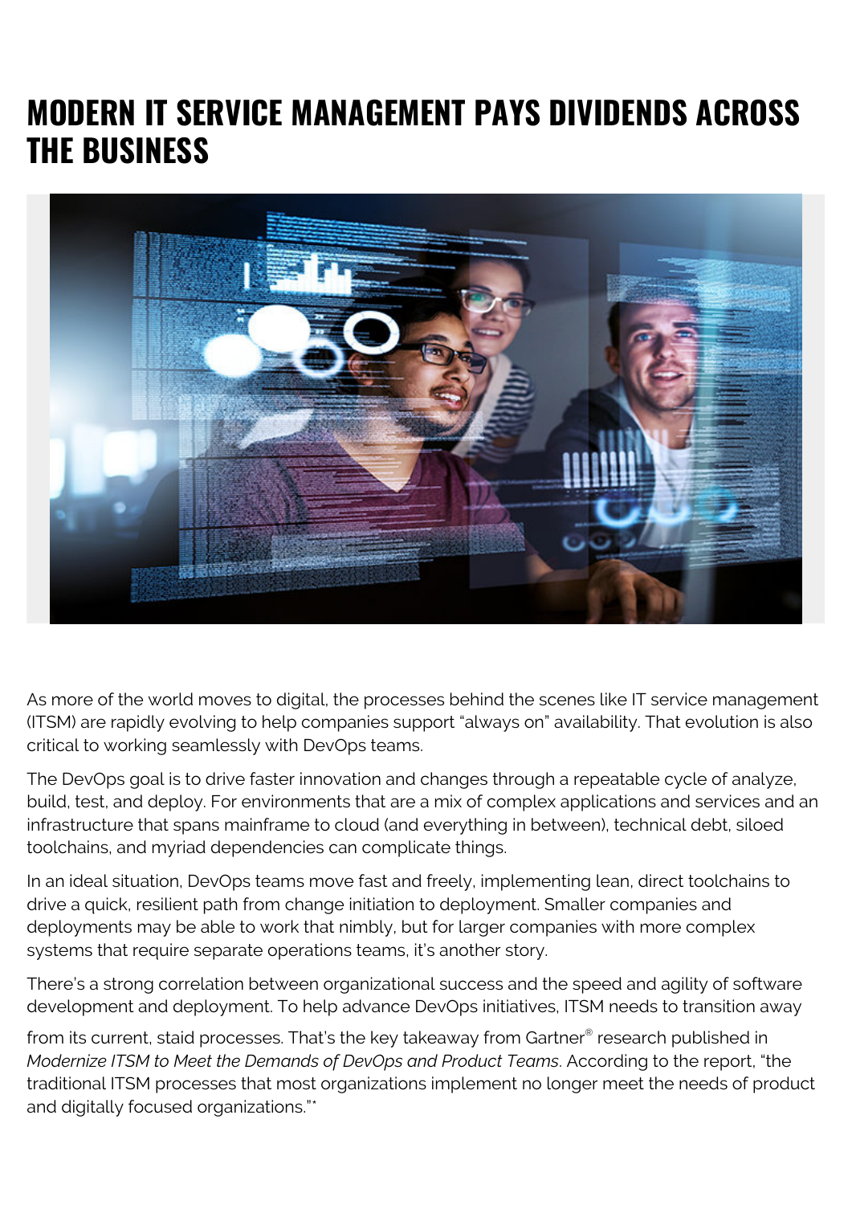# MODERN IT SERVICE MANAGEMENT PAYS DIVIDENDS ACROSS THE BUSINESS

As more of the world moves to digital, the processes behind the scenes like IT service management (ITSM) are rapidly evolving to help companies support "always on" availability. That evolution is also critical to working seamlessly with DevOps teams.

The DevOps goal is to drive faster innovation and changes through a repeatable cycle of analyze, build, test, and deploy. For environments that are a mix of complex applications and services and an infrastructure that spans mainframe to cloud (and everything in between), technical debt, siloed toolchains, and myriad dependencies can complicate things.

In an ideal situation, DevOps teams move fast and freely, implementing lean, direct toolchains to drive a quick, resilient path from change initiation to deployment. Smaller companies and deployments may be able to work that nimbly, but for larger companies with more complex systems that require separate operations teams, it's another story.

There's a strong correlation between organizational success and the speed and agility of software development and deployment. To help advance DevOps initiatives, ITSM needs to transition away from its current, staid processes. That's the key takeaway from Gartner® research published in *Modernize ITSM to Meet the Demands of DevOps and Product Teams*. According to the report, "the traditional ITSM processes that most organizations implement no longer meet the needs of product and digitally focused organizations."*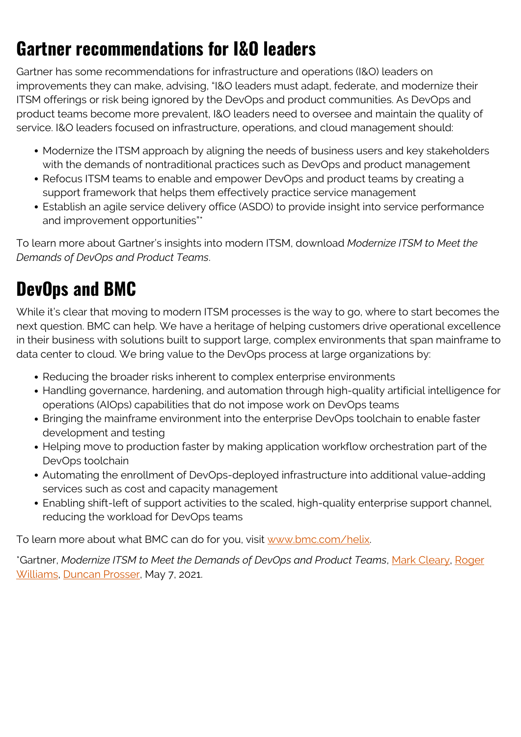## Gartner recommendations for I&O leaders

Gartner has some recommendations for infrastructure and operations (I&O) leaders on improvements they can make, advising, "I&O leaders must adapt, federate, and modernize their ITSM offerings or risk being ignored by the DevOps and product communities. As DevOps and product teams become more prevalent, I&O leaders need to oversee and maintain the quality of service. I&O leaders focused on infrastructure, operations, and cloud management should:

- Modernize the ITSM approach by aligning the needs of business users and key stakeholders with the demands of nontraditional practices such as DevOps and product management
- Refocus ITSM teams to enable and empower DevOps and product teams by creating a support framework that helps them effectively practice service management
- Establish an agile service delivery office (ASDO) to provide insight into service performance and improvement opportunities"*

To learn more about Gartner's insights into modern ITSM, download *Modernize ITSM to Meet the Demands of DevOps and Product Teams*.

## DevOps and BMC

While it's clear that moving to modern ITSM processes is the way to go, where to start becomes the next question. BMC can help. We have a heritage of helping customers drive operational excellence in their business with solutions built to support large, complex environments that span mainframe to data center to cloud. We bring value to the DevOps process at large organizations by:

- Reducing the broader risks inherent to complex enterprise environments
- Handling governance, hardening, and automation through high-quality artificial intelligence for operations (AIOps) capabilities that do not impose work on DevOps teams
- Bringing the mainframe environment into the enterprise DevOps toolchain to enable faster development and testing
- Helping move to production faster by making application workflow orchestration part of the DevOps toolchain
- Automating the enrollment of DevOps-deployed infrastructure into additional value-adding services such as cost and capacity management
- Enabling shift-left of support activities to the scaled, high-quality enterprise support channel, reducing the workload for DevOps teams

To learn more about what BMC can do for you, visit www.bmc.com/helix.

*Gartner, *Modernize ITSM to Meet the Demands of DevOps and Product Teams*, Mark Cleary, Roger Williams, Duncan Prosser, May 7, 2021.